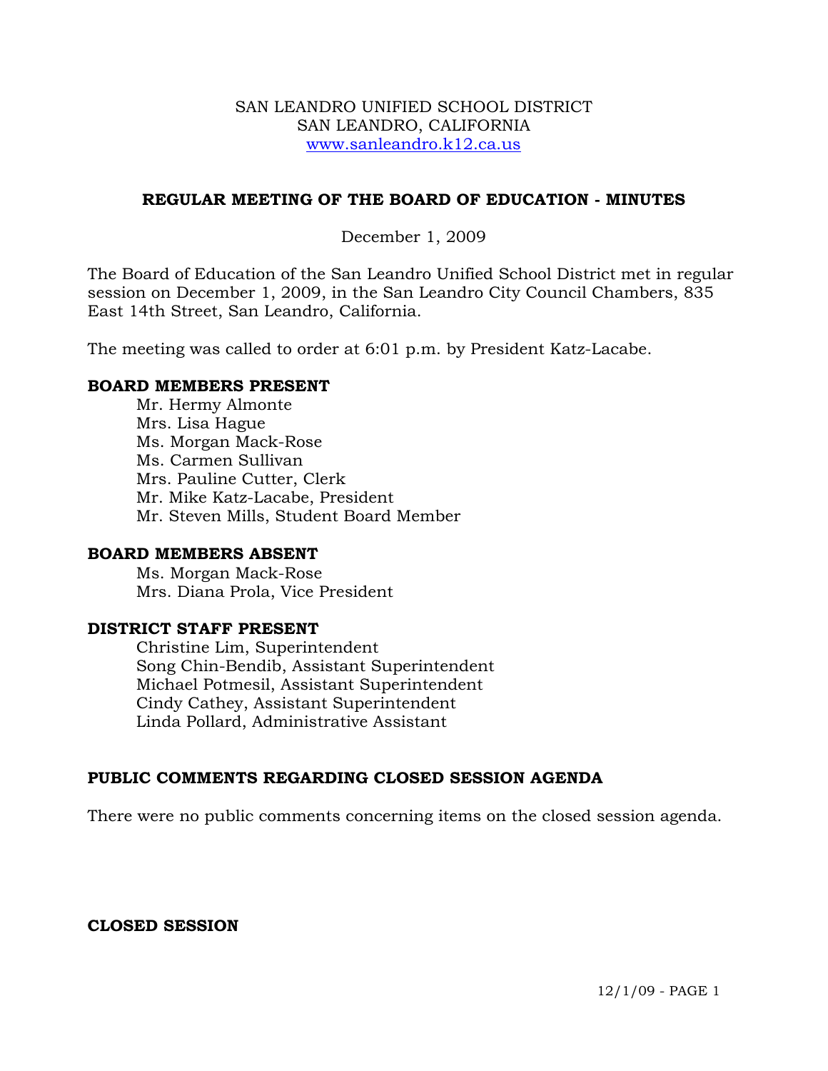SAN LEANDRO UNIFIED SCHOOL DISTRICT
SAN LEANDRO, CALIFORNIA
www.sanleandro.k12.ca.us

## REGULAR MEETING OF THE BOARD OF EDUCATION - MINUTES

December 1, 2009

The Board of Education of the San Leandro Unified School District met in regular session on December 1, 2009, in the San Leandro City Council Chambers, 835 East 14th Street, San Leandro, California.

The meeting was called to order at 6:01 p.m. by President Katz-Lacabe.

### BOARD MEMBERS PRESENT

Mr. Hermy Almonte
Mrs. Lisa Hague
Ms. Morgan Mack-Rose
Ms. Carmen Sullivan
Mrs. Pauline Cutter, Clerk
Mr. Mike Katz-Lacabe, President
Mr. Steven Mills, Student Board Member

### BOARD MEMBERS ABSENT

Ms. Morgan Mack-Rose
Mrs. Diana Prola, Vice President

### DISTRICT STAFF PRESENT

Christine Lim, Superintendent
Song Chin-Bendib, Assistant Superintendent
Michael Potmesil, Assistant Superintendent
Cindy Cathey, Assistant Superintendent
Linda Pollard, Administrative Assistant

### PUBLIC COMMENTS REGARDING CLOSED SESSION AGENDA

There were no public comments concerning items on the closed session agenda.

### CLOSED SESSION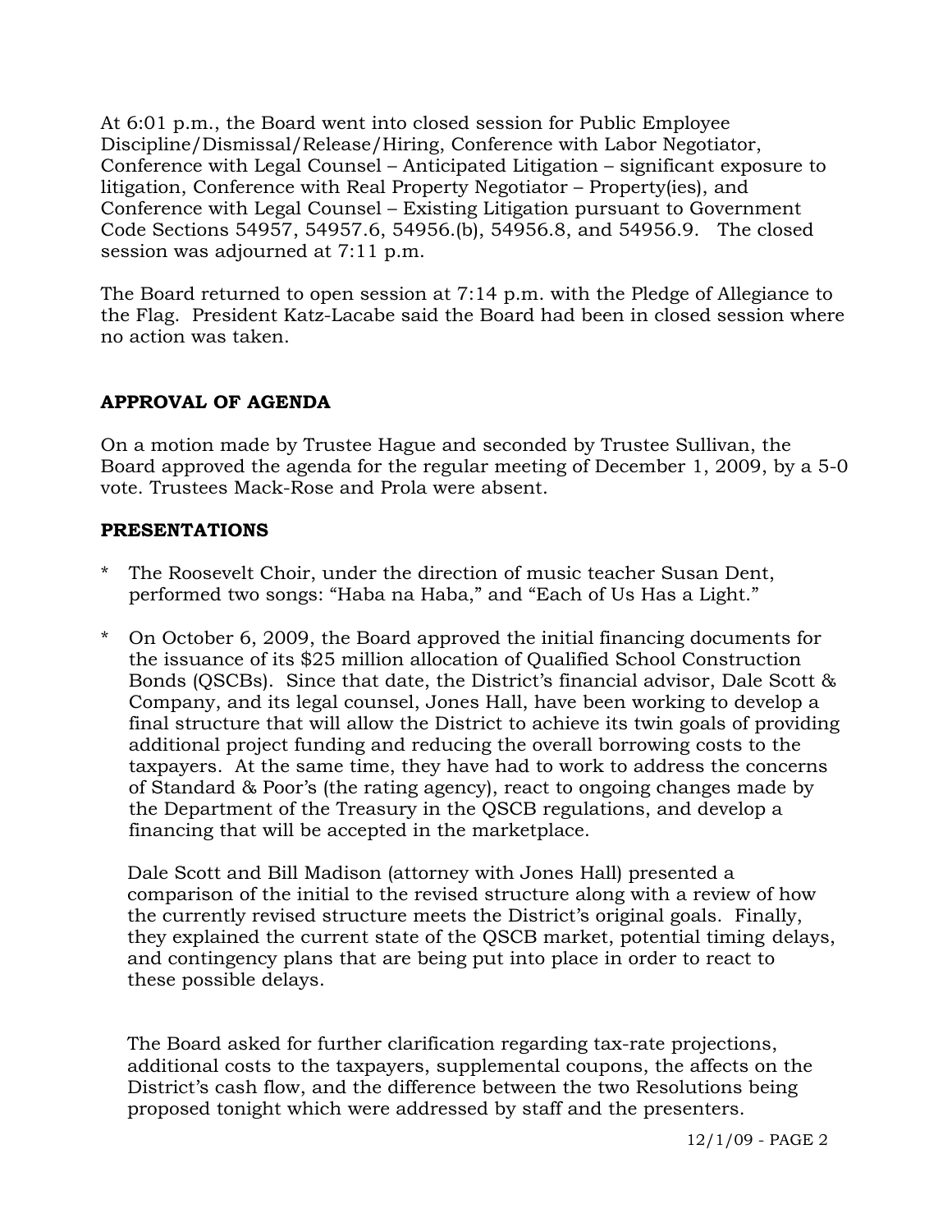At 6:01 p.m., the Board went into closed session for Public Employee Discipline/Dismissal/Release/Hiring, Conference with Labor Negotiator, Conference with Legal Counsel – Anticipated Litigation – significant exposure to litigation, Conference with Real Property Negotiator – Property(ies), and Conference with Legal Counsel – Existing Litigation pursuant to Government Code Sections 54957, 54957.6, 54956.(b), 54956.8, and 54956.9. The closed session was adjourned at 7:11 p.m.

The Board returned to open session at 7:14 p.m. with the Pledge of Allegiance to the Flag. President Katz-Lacabe said the Board had been in closed session where no action was taken.

## APPROVAL OF AGENDA

On a motion made by Trustee Hague and seconded by Trustee Sullivan, the Board approved the agenda for the regular meeting of December 1, 2009, by a 5-0 vote. Trustees Mack-Rose and Prola were absent.

## PRESENTATIONS

* The Roosevelt Choir, under the direction of music teacher Susan Dent, performed two songs: "Haba na Haba," and "Each of Us Has a Light."

* On October 6, 2009, the Board approved the initial financing documents for the issuance of its $25 million allocation of Qualified School Construction Bonds (QSCBs). Since that date, the District's financial advisor, Dale Scott & Company, and its legal counsel, Jones Hall, have been working to develop a final structure that will allow the District to achieve its twin goals of providing additional project funding and reducing the overall borrowing costs to the taxpayers. At the same time, they have had to work to address the concerns of Standard & Poor's (the rating agency), react to ongoing changes made by the Department of the Treasury in the QSCB regulations, and develop a financing that will be accepted in the marketplace.

  Dale Scott and Bill Madison (attorney with Jones Hall) presented a comparison of the initial to the revised structure along with a review of how the currently revised structure meets the District's original goals. Finally, they explained the current state of the QSCB market, potential timing delays, and contingency plans that are being put into place in order to react to these possible delays.

  The Board asked for further clarification regarding tax-rate projections, additional costs to the taxpayers, supplemental coupons, the affects on the District's cash flow, and the difference between the two Resolutions being proposed tonight which were addressed by staff and the presenters.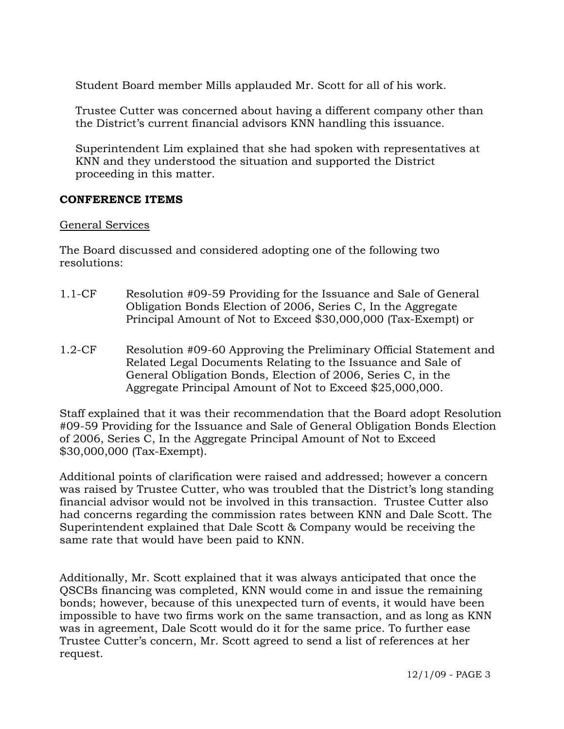Student Board member Mills applauded Mr. Scott for all of his work.

Trustee Cutter was concerned about having a different company other than the District's current financial advisors KNN handling this issuance.

Superintendent Lim explained that she had spoken with representatives at KNN and they understood the situation and supported the District proceeding in this matter.

**CONFERENCE ITEMS**

General Services

The Board discussed and considered adopting one of the following two resolutions:

1.1-CF Resolution #09-59 Providing for the Issuance and Sale of General Obligation Bonds Election of 2006, Series C, In the Aggregate Principal Amount of Not to Exceed $30,000,000 (Tax-Exempt) or

1.2-CF Resolution #09-60 Approving the Preliminary Official Statement and Related Legal Documents Relating to the Issuance and Sale of General Obligation Bonds, Election of 2006, Series C, in the Aggregate Principal Amount of Not to Exceed $25,000,000.

Staff explained that it was their recommendation that the Board adopt Resolution #09-59 Providing for the Issuance and Sale of General Obligation Bonds Election of 2006, Series C, In the Aggregate Principal Amount of Not to Exceed $30,000,000 (Tax-Exempt).

Additional points of clarification were raised and addressed; however a concern was raised by Trustee Cutter, who was troubled that the District's long standing financial advisor would not be involved in this transaction. Trustee Cutter also had concerns regarding the commission rates between KNN and Dale Scott. The Superintendent explained that Dale Scott & Company would be receiving the same rate that would have been paid to KNN.

Additionally, Mr. Scott explained that it was always anticipated that once the QSCBs financing was completed, KNN would come in and issue the remaining bonds; however, because of this unexpected turn of events, it would have been impossible to have two firms work on the same transaction, and as long as KNN was in agreement, Dale Scott would do it for the same price. To further ease Trustee Cutter's concern, Mr. Scott agreed to send a list of references at her request.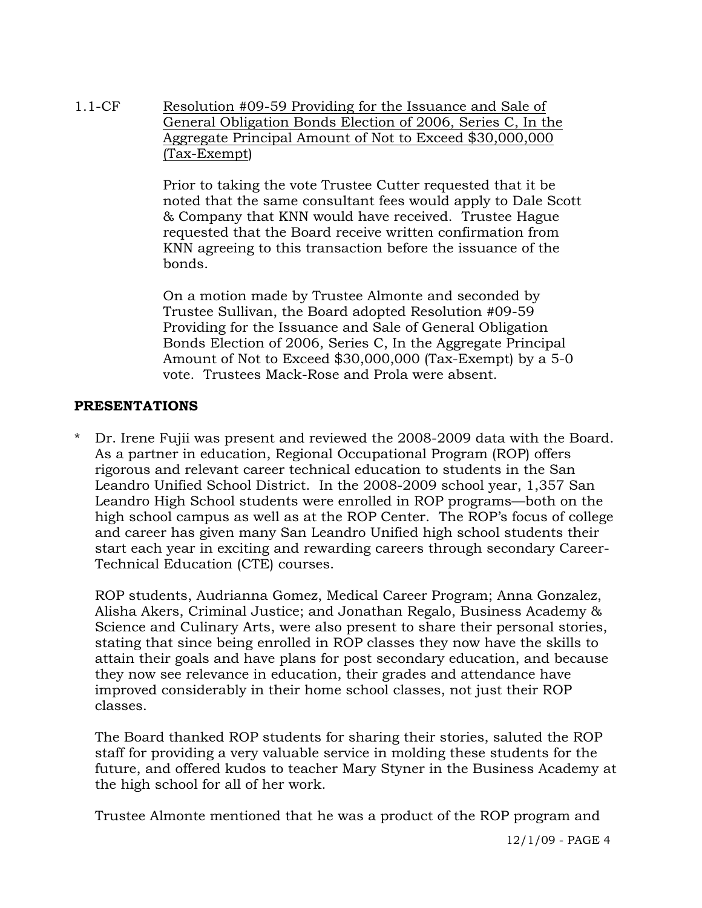1.1-CF Resolution #09-59 Providing for the Issuance and Sale of General Obligation Bonds Election of 2006, Series C, In the Aggregate Principal Amount of Not to Exceed $30,000,000 (Tax-Exempt)

Prior to taking the vote Trustee Cutter requested that it be noted that the same consultant fees would apply to Dale Scott & Company that KNN would have received. Trustee Hague requested that the Board receive written confirmation from KNN agreeing to this transaction before the issuance of the bonds.

On a motion made by Trustee Almonte and seconded by Trustee Sullivan, the Board adopted Resolution #09-59 Providing for the Issuance and Sale of General Obligation Bonds Election of 2006, Series C, In the Aggregate Principal Amount of Not to Exceed $30,000,000 (Tax-Exempt) by a 5-0 vote. Trustees Mack-Rose and Prola were absent.

**PRESENTATIONS**

\* Dr. Irene Fujii was present and reviewed the 2008-2009 data with the Board. As a partner in education, Regional Occupational Program (ROP) offers rigorous and relevant career technical education to students in the San Leandro Unified School District. In the 2008-2009 school year, 1,357 San Leandro High School students were enrolled in ROP programs—both on the high school campus as well as at the ROP Center. The ROP's focus of college and career has given many San Leandro Unified high school students their start each year in exciting and rewarding careers through secondary Career-Technical Education (CTE) courses.

ROP students, Audrianna Gomez, Medical Career Program; Anna Gonzalez, Alisha Akers, Criminal Justice; and Jonathan Regalo, Business Academy & Science and Culinary Arts, were also present to share their personal stories, stating that since being enrolled in ROP classes they now have the skills to attain their goals and have plans for post secondary education, and because they now see relevance in education, their grades and attendance have improved considerably in their home school classes, not just their ROP classes.

The Board thanked ROP students for sharing their stories, saluted the ROP staff for providing a very valuable service in molding these students for the future, and offered kudos to teacher Mary Styner in the Business Academy at the high school for all of her work.

Trustee Almonte mentioned that he was a product of the ROP program and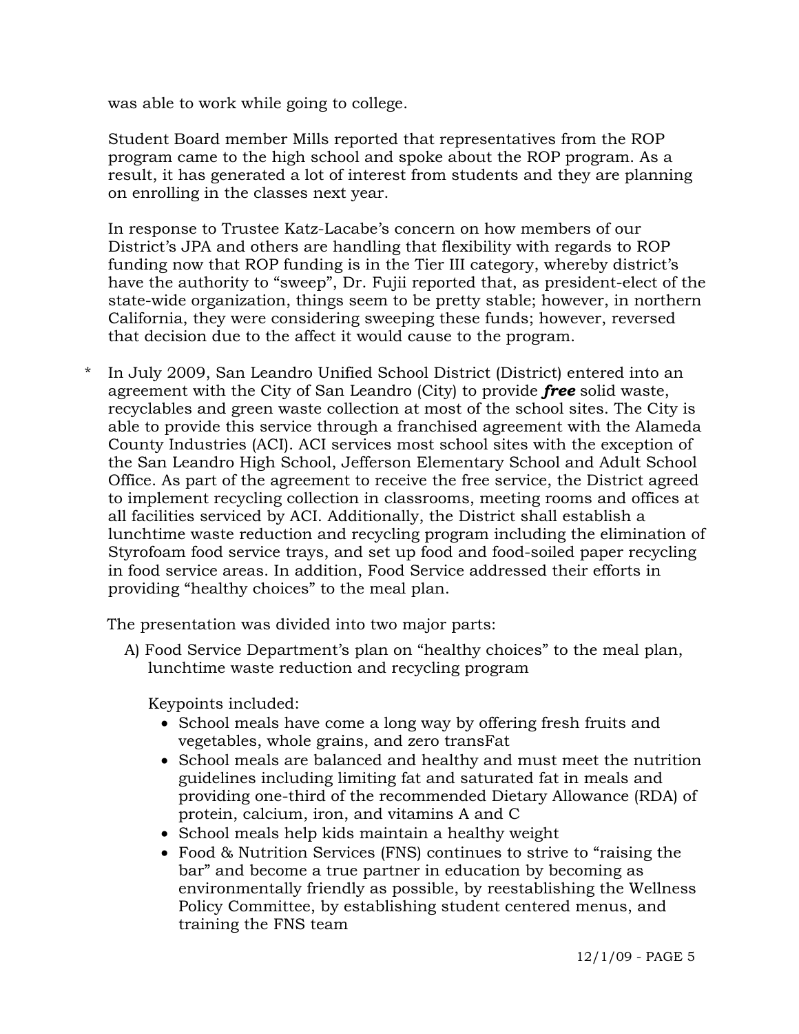was able to work while going to college.

Student Board member Mills reported that representatives from the ROP program came to the high school and spoke about the ROP program. As a result, it has generated a lot of interest from students and they are planning on enrolling in the classes next year.

In response to Trustee Katz-Lacabe's concern on how members of our District's JPA and others are handling that flexibility with regards to ROP funding now that ROP funding is in the Tier III category, whereby district's have the authority to "sweep", Dr. Fujii reported that, as president-elect of the state-wide organization, things seem to be pretty stable; however, in northern California, they were considering sweeping these funds; however, reversed that decision due to the affect it would cause to the program.

\* In July 2009, San Leandro Unified School District (District) entered into an agreement with the City of San Leandro (City) to provide ***free*** solid waste, recyclables and green waste collection at most of the school sites. The City is able to provide this service through a franchised agreement with the Alameda County Industries (ACI). ACI services most school sites with the exception of the San Leandro High School, Jefferson Elementary School and Adult School Office. As part of the agreement to receive the free service, the District agreed to implement recycling collection in classrooms, meeting rooms and offices at all facilities serviced by ACI. Additionally, the District shall establish a lunchtime waste reduction and recycling program including the elimination of Styrofoam food service trays, and set up food and food-soiled paper recycling in food service areas. In addition, Food Service addressed their efforts in providing "healthy choices" to the meal plan.

The presentation was divided into two major parts:

A) Food Service Department's plan on "healthy choices" to the meal plan, lunchtime waste reduction and recycling program

Keypoints included:

- School meals have come a long way by offering fresh fruits and vegetables, whole grains, and zero transFat
- School meals are balanced and healthy and must meet the nutrition guidelines including limiting fat and saturated fat in meals and providing one-third of the recommended Dietary Allowance (RDA) of protein, calcium, iron, and vitamins A and C
- School meals help kids maintain a healthy weight
- Food & Nutrition Services (FNS) continues to strive to "raising the bar" and become a true partner in education by becoming as environmentally friendly as possible, by reestablishing the Wellness Policy Committee, by establishing student centered menus, and training the FNS team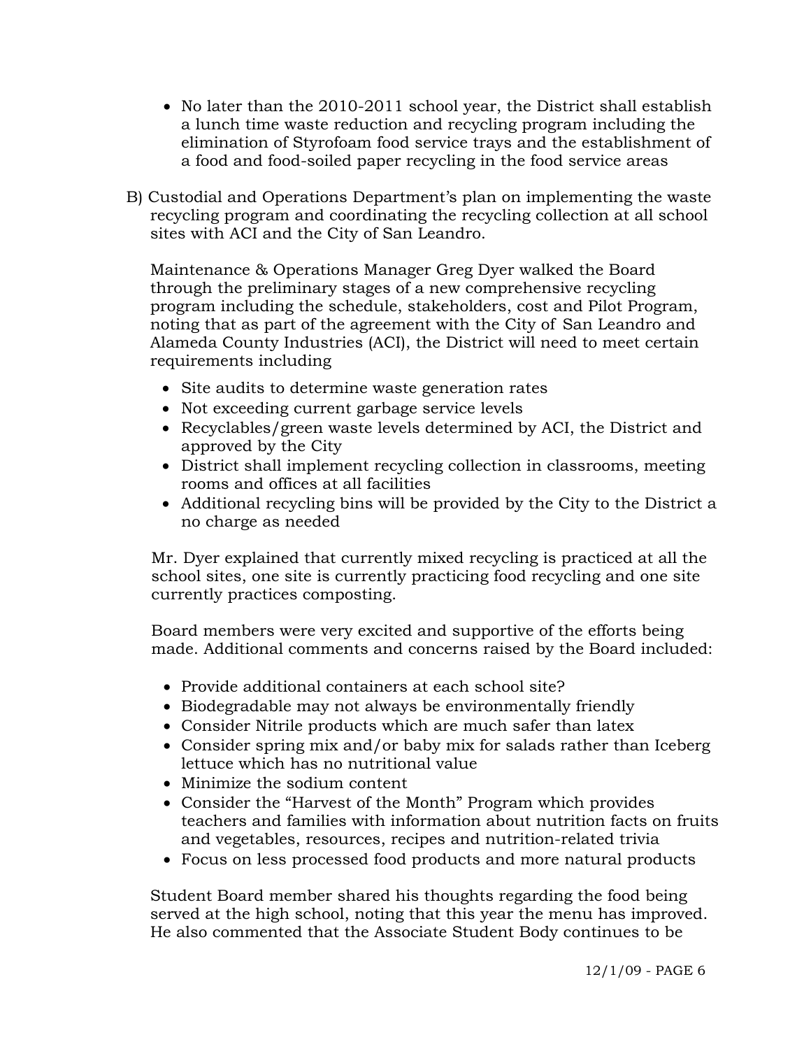- No later than the 2010-2011 school year, the District shall establish a lunch time waste reduction and recycling program including the elimination of Styrofoam food service trays and the establishment of a food and food-soiled paper recycling in the food service areas

B) Custodial and Operations Department's plan on implementing the waste recycling program and coordinating the recycling collection at all school sites with ACI and the City of San Leandro.

Maintenance & Operations Manager Greg Dyer walked the Board through the preliminary stages of a new comprehensive recycling program including the schedule, stakeholders, cost and Pilot Program, noting that as part of the agreement with the City of San Leandro and Alameda County Industries (ACI), the District will need to meet certain requirements including

- Site audits to determine waste generation rates
- Not exceeding current garbage service levels
- Recyclables/green waste levels determined by ACI, the District and approved by the City
- District shall implement recycling collection in classrooms, meeting rooms and offices at all facilities
- Additional recycling bins will be provided by the City to the District a no charge as needed

Mr. Dyer explained that currently mixed recycling is practiced at all the school sites, one site is currently practicing food recycling and one site currently practices composting.

Board members were very excited and supportive of the efforts being made. Additional comments and concerns raised by the Board included:

- Provide additional containers at each school site?
- Biodegradable may not always be environmentally friendly
- Consider Nitrile products which are much safer than latex
- Consider spring mix and/or baby mix for salads rather than Iceberg lettuce which has no nutritional value
- Minimize the sodium content
- Consider the "Harvest of the Month" Program which provides teachers and families with information about nutrition facts on fruits and vegetables, resources, recipes and nutrition-related trivia
- Focus on less processed food products and more natural products

Student Board member shared his thoughts regarding the food being served at the high school, noting that this year the menu has improved. He also commented that the Associate Student Body continues to be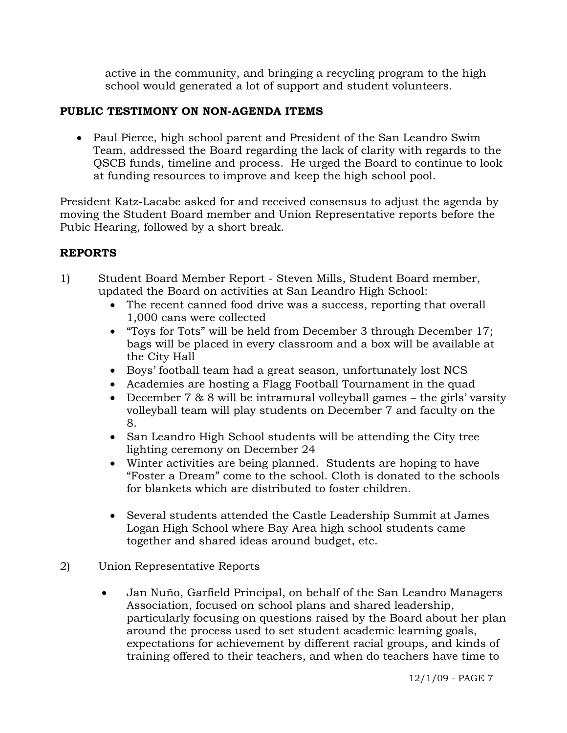active in the community, and bringing a recycling program to the high school would generated a lot of support and student volunteers.

**PUBLIC TESTIMONY ON NON-AGENDA ITEMS**

- Paul Pierce, high school parent and President of the San Leandro Swim Team, addressed the Board regarding the lack of clarity with regards to the QSCB funds, timeline and process. He urged the Board to continue to look at funding resources to improve and keep the high school pool.

President Katz-Lacabe asked for and received consensus to adjust the agenda by moving the Student Board member and Union Representative reports before the Pubic Hearing, followed by a short break.

**REPORTS**

1) Student Board Member Report - Steven Mills, Student Board member, updated the Board on activities at San Leandro High School:
   - The recent canned food drive was a success, reporting that overall 1,000 cans were collected
   - "Toys for Tots" will be held from December 3 through December 17; bags will be placed in every classroom and a box will be available at the City Hall
   - Boys' football team had a great season, unfortunately lost NCS
   - Academies are hosting a Flagg Football Tournament in the quad
   - December 7 & 8 will be intramural volleyball games – the girls' varsity volleyball team will play students on December 7 and faculty on the 8.
   - San Leandro High School students will be attending the City tree lighting ceremony on December 24
   - Winter activities are being planned. Students are hoping to have "Foster a Dream" come to the school. Cloth is donated to the schools for blankets which are distributed to foster children.
   - Several students attended the Castle Leadership Summit at James Logan High School where Bay Area high school students came together and shared ideas around budget, etc.

2) Union Representative Reports

   - Jan Nuño, Garfield Principal, on behalf of the San Leandro Managers Association, focused on school plans and shared leadership, particularly focusing on questions raised by the Board about her plan around the process used to set student academic learning goals, expectations for achievement by different racial groups, and kinds of training offered to their teachers, and when do teachers have time to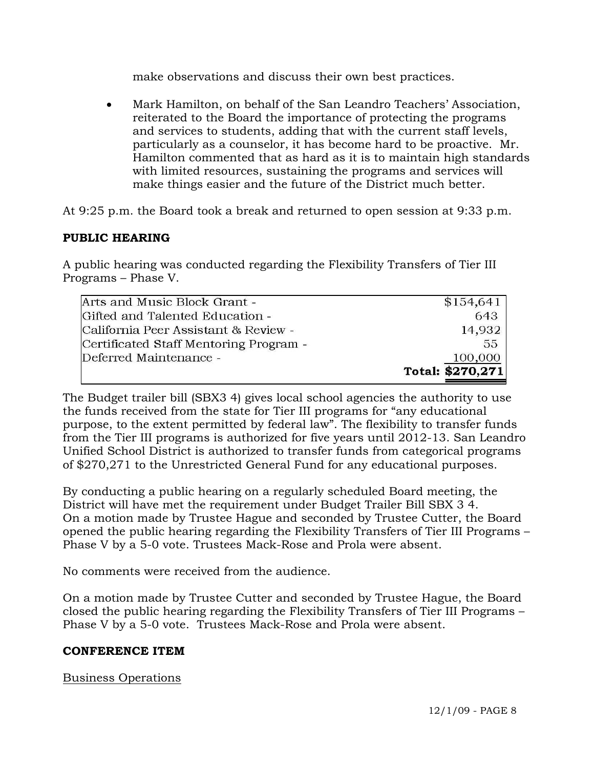make observations and discuss their own best practices.

- Mark Hamilton, on behalf of the San Leandro Teachers' Association, reiterated to the Board the importance of protecting the programs and services to students, adding that with the current staff levels, particularly as a counselor, it has become hard to be proactive. Mr. Hamilton commented that as hard as it is to maintain high standards with limited resources, sustaining the programs and services will make things easier and the future of the District much better.

At 9:25 p.m. the Board took a break and returned to open session at 9:33 p.m.

**PUBLIC HEARING**

A public hearing was conducted regarding the Flexibility Transfers of Tier III Programs – Phase V.

| | |
|---|---|
| Arts and Music Block Grant - | $154,641 |
| Gifted and Talented Education - | 643 |
| California Peer Assistant & Review - | 14,932 |
| Certificated Staff Mentoring Program - | 55 |
| Deferred Maintenance - | 100,000 |
| | **Total: $270,271** |

The Budget trailer bill (SBX3 4) gives local school agencies the authority to use the funds received from the state for Tier III programs for "any educational purpose, to the extent permitted by federal law". The flexibility to transfer funds from the Tier III programs is authorized for five years until 2012-13. San Leandro Unified School District is authorized to transfer funds from categorical programs of $270,271 to the Unrestricted General Fund for any educational purposes.

By conducting a public hearing on a regularly scheduled Board meeting, the District will have met the requirement under Budget Trailer Bill SBX 3 4. On a motion made by Trustee Hague and seconded by Trustee Cutter, the Board opened the public hearing regarding the Flexibility Transfers of Tier III Programs – Phase V by a 5-0 vote. Trustees Mack-Rose and Prola were absent.

No comments were received from the audience.

On a motion made by Trustee Cutter and seconded by Trustee Hague, the Board closed the public hearing regarding the Flexibility Transfers of Tier III Programs – Phase V by a 5-0 vote. Trustees Mack-Rose and Prola were absent.

**CONFERENCE ITEM**

Business Operations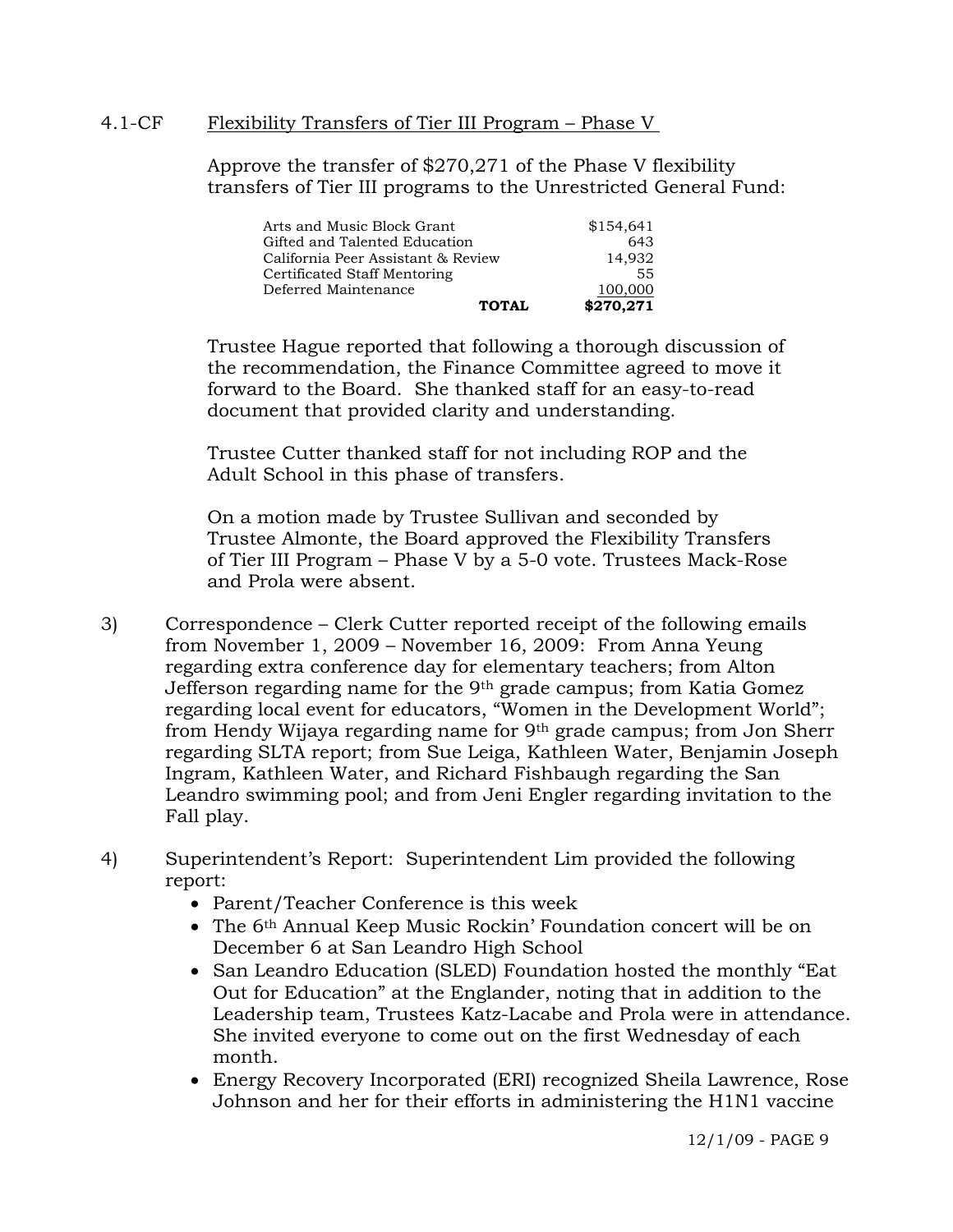4.1-CF Flexibility Transfers of Tier III Program – Phase V

Approve the transfer of $270,271 of the Phase V flexibility transfers of Tier III programs to the Unrestricted General Fund:

| | | |
|---|---|---|
| Arts and Music Block Grant | | $154,641 |
| Gifted and Talented Education | | 643 |
| California Peer Assistant & Review | | 14,932 |
| Certificated Staff Mentoring | | 55 |
| Deferred Maintenance | | 100,000 |
| | **TOTAL** | **$270,271** |

Trustee Hague reported that following a thorough discussion of the recommendation, the Finance Committee agreed to move it forward to the Board. She thanked staff for an easy-to-read document that provided clarity and understanding.

Trustee Cutter thanked staff for not including ROP and the Adult School in this phase of transfers.

On a motion made by Trustee Sullivan and seconded by Trustee Almonte, the Board approved the Flexibility Transfers of Tier III Program – Phase V by a 5-0 vote. Trustees Mack-Rose and Prola were absent.

3) Correspondence – Clerk Cutter reported receipt of the following emails from November 1, 2009 – November 16, 2009: From Anna Yeung regarding extra conference day for elementary teachers; from Alton Jefferson regarding name for the 9th grade campus; from Katia Gomez regarding local event for educators, "Women in the Development World"; from Hendy Wijaya regarding name for 9th grade campus; from Jon Sherr regarding SLTA report; from Sue Leiga, Kathleen Water, Benjamin Joseph Ingram, Kathleen Water, and Richard Fishbaugh regarding the San Leandro swimming pool; and from Jeni Engler regarding invitation to the Fall play.

4) Superintendent's Report: Superintendent Lim provided the following report:
   - Parent/Teacher Conference is this week
   - The 6th Annual Keep Music Rockin' Foundation concert will be on December 6 at San Leandro High School
   - San Leandro Education (SLED) Foundation hosted the monthly "Eat Out for Education" at the Englander, noting that in addition to the Leadership team, Trustees Katz-Lacabe and Prola were in attendance. She invited everyone to come out on the first Wednesday of each month.
   - Energy Recovery Incorporated (ERI) recognized Sheila Lawrence, Rose Johnson and her for their efforts in administering the H1N1 vaccine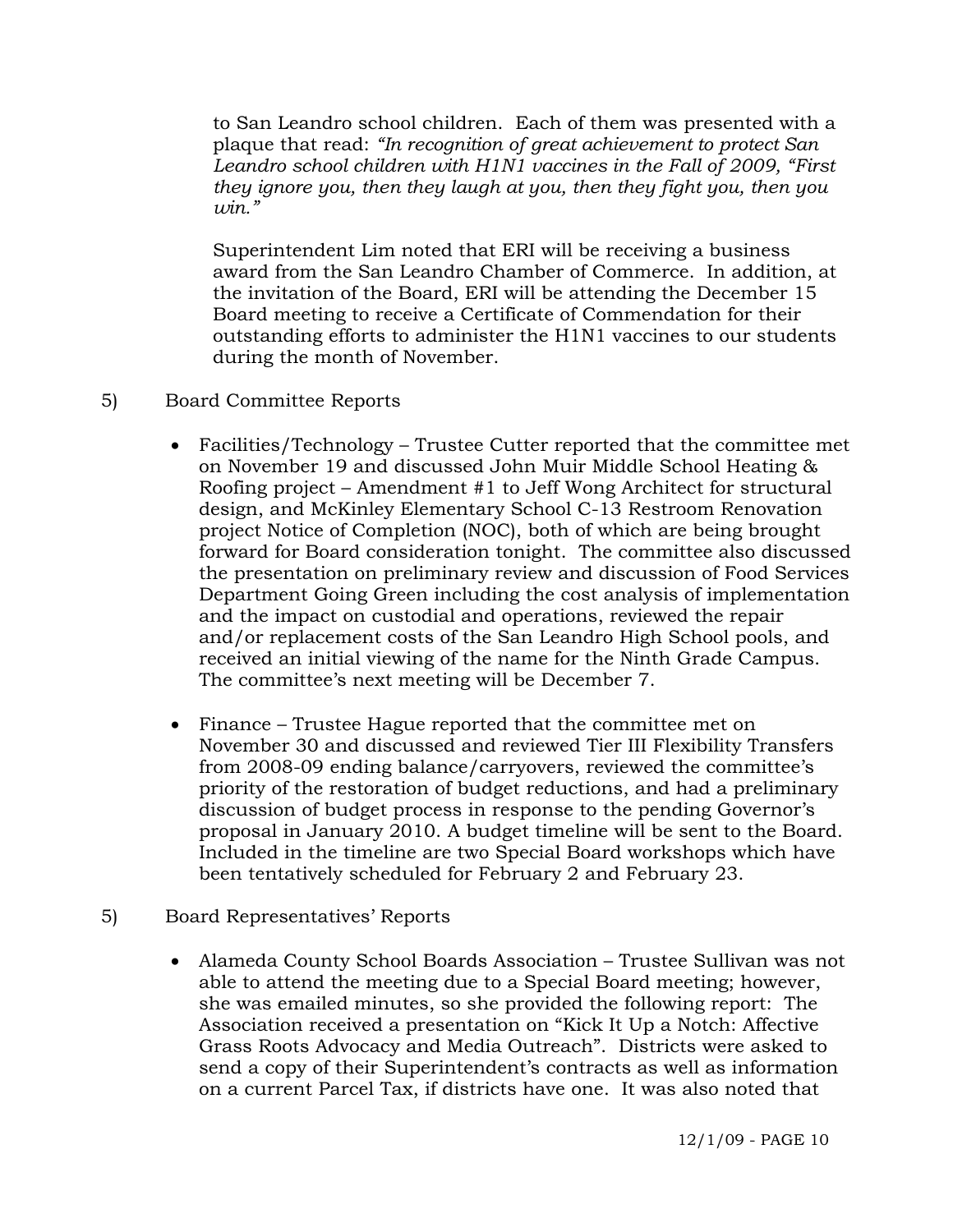to San Leandro school children. Each of them was presented with a plaque that read: *"In recognition of great achievement to protect San Leandro school children with H1N1 vaccines in the Fall of 2009, "First they ignore you, then they laugh at you, then they fight you, then you win."*

Superintendent Lim noted that ERI will be receiving a business award from the San Leandro Chamber of Commerce. In addition, at the invitation of the Board, ERI will be attending the December 15 Board meeting to receive a Certificate of Commendation for their outstanding efforts to administer the H1N1 vaccines to our students during the month of November.

5) Board Committee Reports

- Facilities/Technology – Trustee Cutter reported that the committee met on November 19 and discussed John Muir Middle School Heating & Roofing project – Amendment #1 to Jeff Wong Architect for structural design, and McKinley Elementary School C-13 Restroom Renovation project Notice of Completion (NOC), both of which are being brought forward for Board consideration tonight. The committee also discussed the presentation on preliminary review and discussion of Food Services Department Going Green including the cost analysis of implementation and the impact on custodial and operations, reviewed the repair and/or replacement costs of the San Leandro High School pools, and received an initial viewing of the name for the Ninth Grade Campus. The committee's next meeting will be December 7.

- Finance – Trustee Hague reported that the committee met on November 30 and discussed and reviewed Tier III Flexibility Transfers from 2008-09 ending balance/carryovers, reviewed the committee's priority of the restoration of budget reductions, and had a preliminary discussion of budget process in response to the pending Governor's proposal in January 2010. A budget timeline will be sent to the Board. Included in the timeline are two Special Board workshops which have been tentatively scheduled for February 2 and February 23.

5) Board Representatives' Reports

- Alameda County School Boards Association – Trustee Sullivan was not able to attend the meeting due to a Special Board meeting; however, she was emailed minutes, so she provided the following report: The Association received a presentation on "Kick It Up a Notch: Affective Grass Roots Advocacy and Media Outreach". Districts were asked to send a copy of their Superintendent's contracts as well as information on a current Parcel Tax, if districts have one. It was also noted that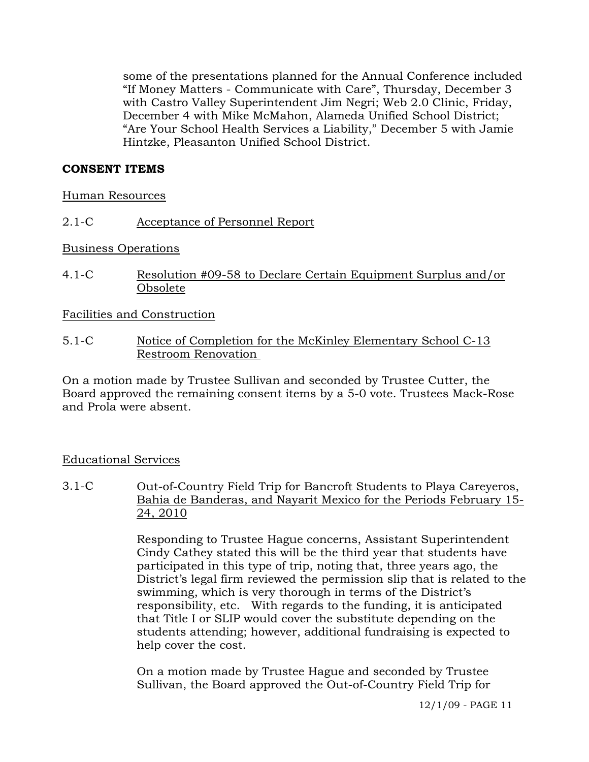some of the presentations planned for the Annual Conference included "If Money Matters - Communicate with Care", Thursday, December 3 with Castro Valley Superintendent Jim Negri; Web 2.0 Clinic, Friday, December 4 with Mike McMahon, Alameda Unified School District; "Are Your School Health Services a Liability," December 5 with Jamie Hintzke, Pleasanton Unified School District.

**CONSENT ITEMS**

Human Resources

2.1-C Acceptance of Personnel Report

Business Operations

4.1-C Resolution #09-58 to Declare Certain Equipment Surplus and/or Obsolete

Facilities and Construction

5.1-C Notice of Completion for the McKinley Elementary School C-13 Restroom Renovation

On a motion made by Trustee Sullivan and seconded by Trustee Cutter, the Board approved the remaining consent items by a 5-0 vote. Trustees Mack-Rose and Prola were absent.

Educational Services

3.1-C Out-of-Country Field Trip for Bancroft Students to Playa Careyeros, Bahia de Banderas, and Nayarit Mexico for the Periods February 15-24, 2010

Responding to Trustee Hague concerns, Assistant Superintendent Cindy Cathey stated this will be the third year that students have participated in this type of trip, noting that, three years ago, the District's legal firm reviewed the permission slip that is related to the swimming, which is very thorough in terms of the District's responsibility, etc. With regards to the funding, it is anticipated that Title I or SLIP would cover the substitute depending on the students attending; however, additional fundraising is expected to help cover the cost.

On a motion made by Trustee Hague and seconded by Trustee Sullivan, the Board approved the Out-of-Country Field Trip for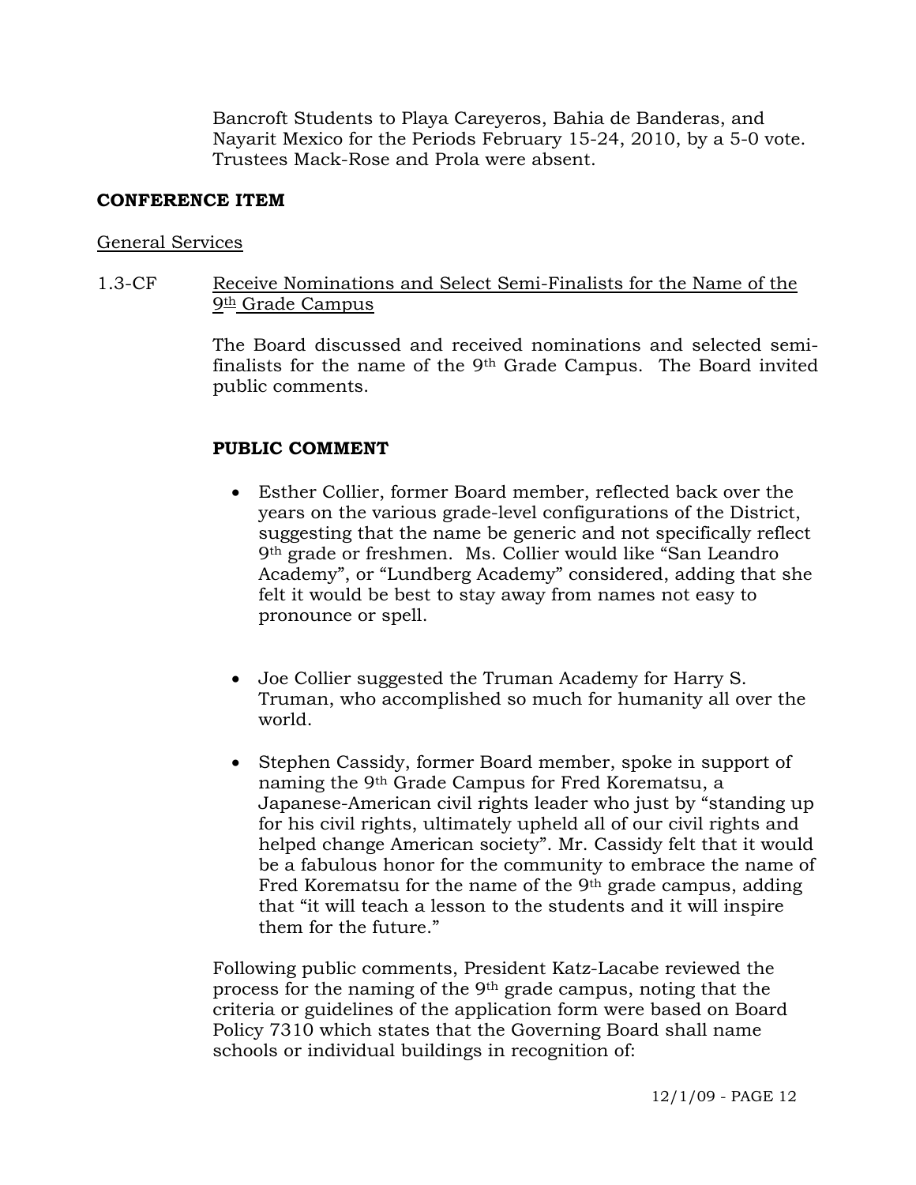Bancroft Students to Playa Careyeros, Bahia de Banderas, and Nayarit Mexico for the Periods February 15-24, 2010, by a 5-0 vote. Trustees Mack-Rose and Prola were absent.

**CONFERENCE ITEM**

General Services

1.3-CF Receive Nominations and Select Semi-Finalists for the Name of the 9th Grade Campus

The Board discussed and received nominations and selected semi-finalists for the name of the 9th Grade Campus. The Board invited public comments.

**PUBLIC COMMENT**

- Esther Collier, former Board member, reflected back over the years on the various grade-level configurations of the District, suggesting that the name be generic and not specifically reflect 9th grade or freshmen. Ms. Collier would like "San Leandro Academy", or "Lundberg Academy" considered, adding that she felt it would be best to stay away from names not easy to pronounce or spell.

- Joe Collier suggested the Truman Academy for Harry S. Truman, who accomplished so much for humanity all over the world.

- Stephen Cassidy, former Board member, spoke in support of naming the 9th Grade Campus for Fred Korematsu, a Japanese-American civil rights leader who just by "standing up for his civil rights, ultimately upheld all of our civil rights and helped change American society". Mr. Cassidy felt that it would be a fabulous honor for the community to embrace the name of Fred Korematsu for the name of the 9th grade campus, adding that "it will teach a lesson to the students and it will inspire them for the future."

Following public comments, President Katz-Lacabe reviewed the process for the naming of the 9th grade campus, noting that the criteria or guidelines of the application form were based on Board Policy 7310 which states that the Governing Board shall name schools or individual buildings in recognition of: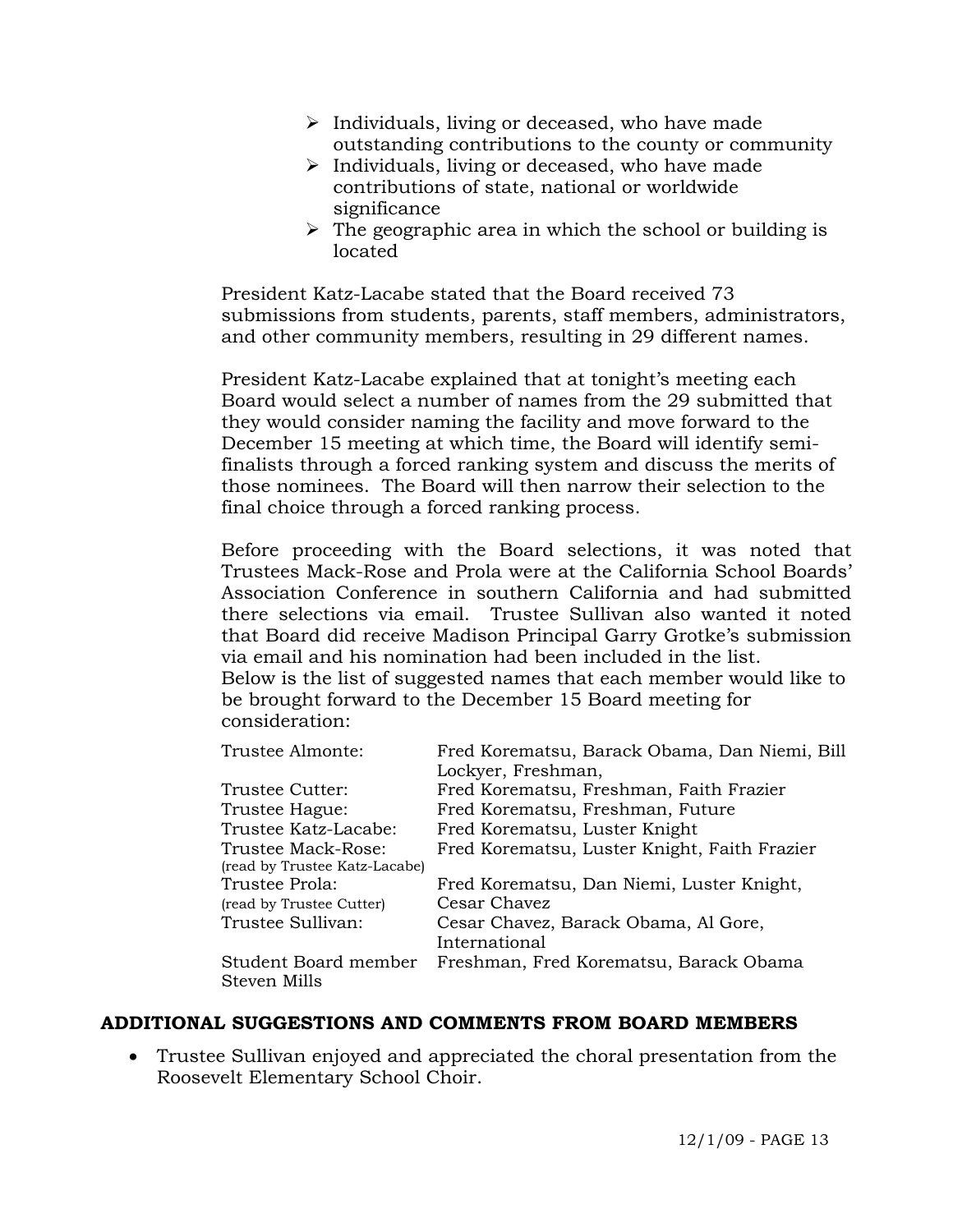- Individuals, living or deceased, who have made outstanding contributions to the county or community
- Individuals, living or deceased, who have made contributions of state, national or worldwide significance
- The geographic area in which the school or building is located

President Katz-Lacabe stated that the Board received 73 submissions from students, parents, staff members, administrators, and other community members, resulting in 29 different names.

President Katz-Lacabe explained that at tonight's meeting each Board would select a number of names from the 29 submitted that they would consider naming the facility and move forward to the December 15 meeting at which time, the Board will identify semi-finalists through a forced ranking system and discuss the merits of those nominees. The Board will then narrow their selection to the final choice through a forced ranking process.

Before proceeding with the Board selections, it was noted that Trustees Mack-Rose and Prola were at the California School Boards' Association Conference in southern California and had submitted there selections via email. Trustee Sullivan also wanted it noted that Board did receive Madison Principal Garry Grotke's submission via email and his nomination had been included in the list.
Below is the list of suggested names that each member would like to be brought forward to the December 15 Board meeting for consideration:

| | |
|---|---|
| Trustee Almonte: | Fred Korematsu, Barack Obama, Dan Niemi, Bill Lockyer, Freshman, |
| Trustee Cutter: | Fred Korematsu, Freshman, Faith Frazier |
| Trustee Hague: | Fred Korematsu, Freshman, Future |
| Trustee Katz-Lacabe: | Fred Korematsu, Luster Knight |
| Trustee Mack-Rose: (read by Trustee Katz-Lacabe) | Fred Korematsu, Luster Knight, Faith Frazier |
| Trustee Prola: (read by Trustee Cutter) | Fred Korematsu, Dan Niemi, Luster Knight, Cesar Chavez |
| Trustee Sullivan: | Cesar Chavez, Barack Obama, Al Gore, International |
| Student Board member Steven Mills | Freshman, Fred Korematsu, Barack Obama |

## ADDITIONAL SUGGESTIONS AND COMMENTS FROM BOARD MEMBERS

- Trustee Sullivan enjoyed and appreciated the choral presentation from the Roosevelt Elementary School Choir.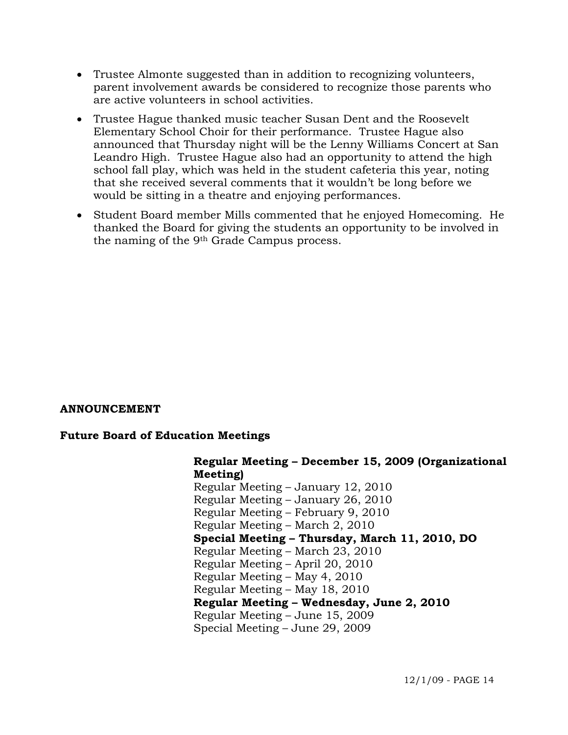- Trustee Almonte suggested than in addition to recognizing volunteers, parent involvement awards be considered to recognize those parents who are active volunteers in school activities.
- Trustee Hague thanked music teacher Susan Dent and the Roosevelt Elementary School Choir for their performance. Trustee Hague also announced that Thursday night will be the Lenny Williams Concert at San Leandro High. Trustee Hague also had an opportunity to attend the high school fall play, which was held in the student cafeteria this year, noting that she received several comments that it wouldn't be long before we would be sitting in a theatre and enjoying performances.
- Student Board member Mills commented that he enjoyed Homecoming. He thanked the Board for giving the students an opportunity to be involved in the naming of the 9th Grade Campus process.

**ANNOUNCEMENT**

**Future Board of Education Meetings**

**Regular Meeting – December 15, 2009 (Organizational Meeting)**
Regular Meeting – January 12, 2010
Regular Meeting – January 26, 2010
Regular Meeting – February 9, 2010
Regular Meeting – March 2, 2010
**Special Meeting – Thursday, March 11, 2010, DO**
Regular Meeting – March 23, 2010
Regular Meeting – April 20, 2010
Regular Meeting – May 4, 2010
Regular Meeting – May 18, 2010
**Regular Meeting – Wednesday, June 2, 2010**
Regular Meeting – June 15, 2009
Special Meeting – June 29, 2009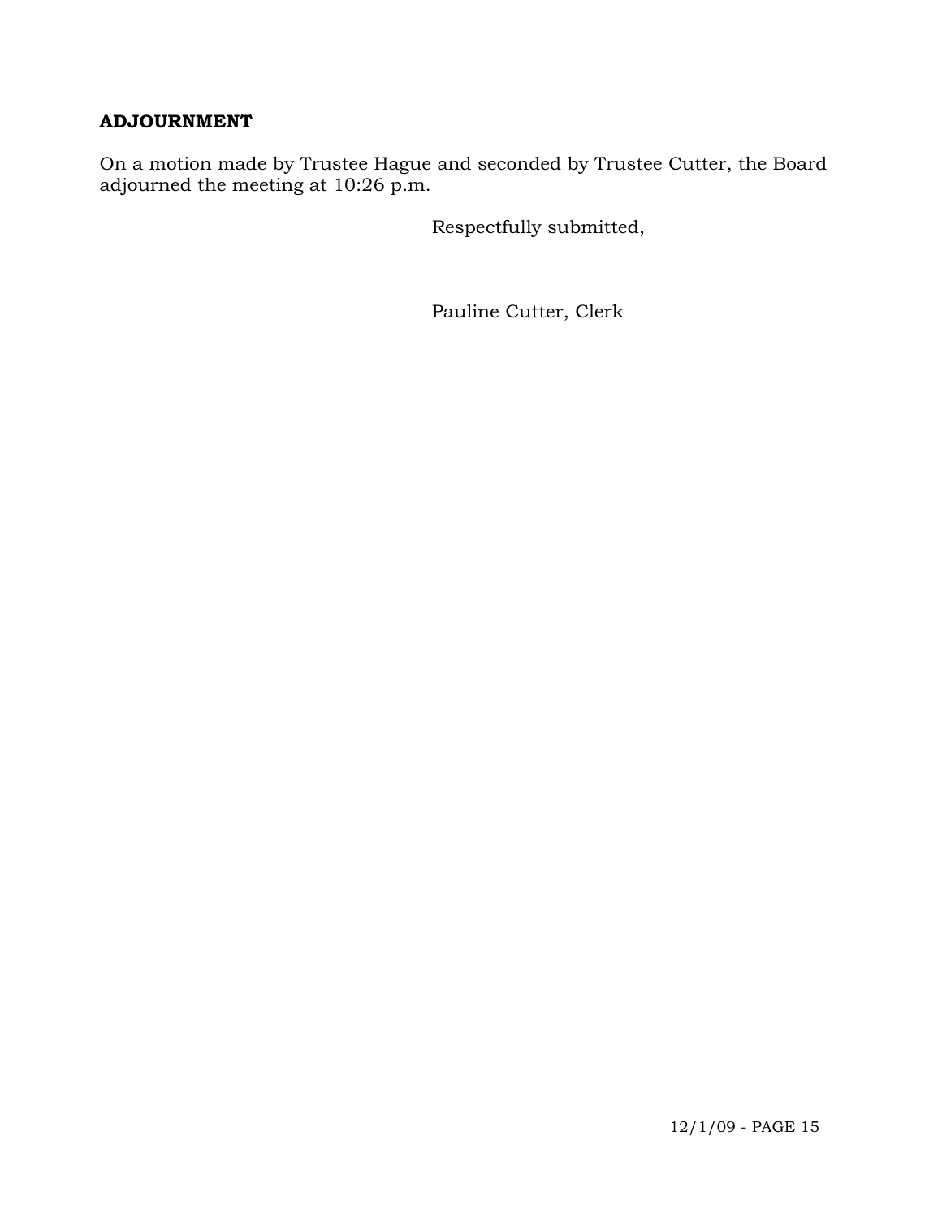**ADJOURNMENT**

On a motion made by Trustee Hague and seconded by Trustee Cutter, the Board adjourned the meeting at 10:26 p.m.

Respectfully submitted,

Pauline Cutter, Clerk